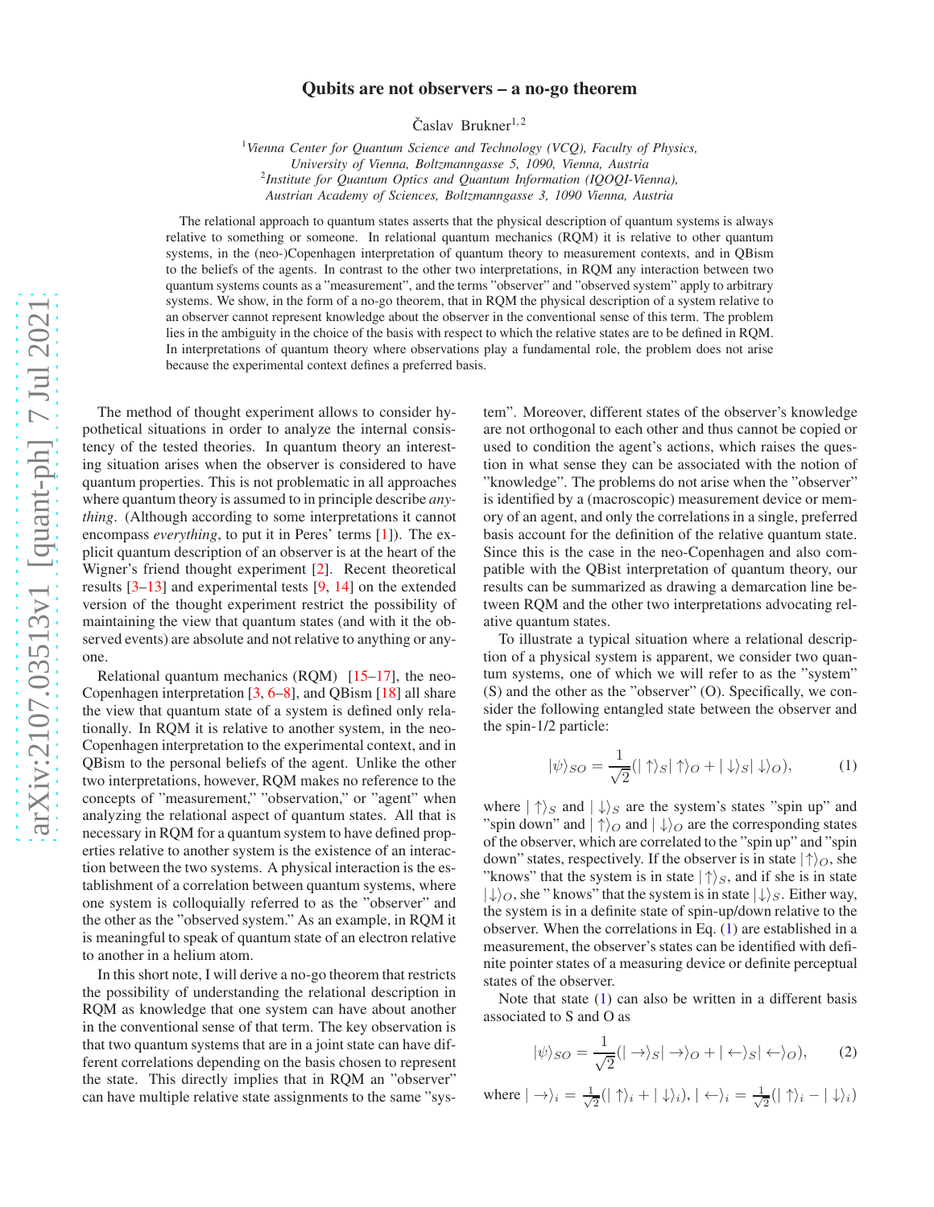# Qubits are not observers – a no-go theorem

Časlav Brukner[1,2]

[1] *Vienna Center for Quantum Science and Technology (VCQ), Faculty of Physics, University of Vienna, Boltzmanngasse 5, 1090, Vienna, Austria*
[2] *Institute for Quantum Optics and Quantum Information (IQOQI-Vienna), Austrian Academy of Sciences, Boltzmanngasse 3, 1090 Vienna, Austria*

The relational approach to quantum states asserts that the physical description of quantum systems is always relative to something or someone. In relational quantum mechanics (RQM) it is relative to other quantum systems, in the (neo-)Copenhagen interpretation of quantum theory to measurement contexts, and in QBism to the beliefs of the agents. In contrast to the other two interpretations, in RQM any interaction between two quantum systems counts as a "measurement", and the terms "observer" and "observed system" apply to arbitrary systems. We show, in the form of a no-go theorem, that in RQM the physical description of a system relative to an observer cannot represent knowledge about the observer in the conventional sense of this term. The problem lies in the ambiguity in the choice of the basis with respect to which the relative states are to be defined in RQM. In interpretations of quantum theory where observations play a fundamental role, the problem does not arise because the experimental context defines a preferred basis.

The method of thought experiment allows to consider hypothetical situations in order to analyze the internal consistency of the tested theories. In quantum theory an interesting situation arises when the observer is considered to have quantum properties. This is not problematic in all approaches where quantum theory is assumed to in principle describe *anything*. (Although according to some interpretations it cannot encompass *everything*, to put it in Peres' terms [1]). The explicit quantum description of an observer is at the heart of the Wigner's friend thought experiment [2]. Recent theoretical results [3–13] and experimental tests [9, 14] on the extended version of the thought experiment restrict the possibility of maintaining the view that quantum states (and with it the observed events) are absolute and not relative to anything or anyone.

Relational quantum mechanics (RQM) [15–17], the neo-Copenhagen interpretation [3, 6–8], and QBism [18] all share the view that quantum state of a system is defined only relationally. In RQM it is relative to another system, in the neo-Copenhagen interpretation to the experimental context, and in QBism to the personal beliefs of the agent. Unlike the other two interpretations, however, RQM makes no reference to the concepts of "measurement," "observation," or "agent" when analyzing the relational aspect of quantum states. All that is necessary in RQM for a quantum system to have defined properties relative to another system is the existence of an interaction between the two systems. A physical interaction is the establishment of a correlation between quantum systems, where one system is colloquially referred to as the "observer" and the other as the "observed system." As an example, in RQM it is meaningful to speak of quantum state of an electron relative to another in a helium atom.

In this short note, I will derive a no-go theorem that restricts the possibility of understanding the relational description in RQM as knowledge that one system can have about another in the conventional sense of that term. The key observation is that two quantum systems that are in a joint state can have different correlations depending on the basis chosen to represent the state. This directly implies that in RQM an "observer" can have multiple relative state assignments to the same "system". Moreover, different states of the observer's knowledge are not orthogonal to each other and thus cannot be copied or used to condition the agent's actions, which raises the question in what sense they can be associated with the notion of "knowledge". The problems do not arise when the "observer" is identified by a (macroscopic) measurement device or memory of an agent, and only the correlations in a single, preferred basis account for the definition of the relative quantum state. Since this is the case in the neo-Copenhagen and also compatible with the QBist interpretation of quantum theory, our results can be summarized as drawing a demarcation line between RQM and the other two interpretations advocating relative quantum states.

To illustrate a typical situation where a relational description of a physical system is apparent, we consider two quantum systems, one of which we will refer to as the "system" (S) and the other as the "observer" (O). Specifically, we consider the following entangled state between the observer and the spin-1/2 particle:

$$|\psi\rangle_{SO} = \frac{1}{\sqrt{2}}(|\uparrow\rangle_S |\uparrow\rangle_O + |\downarrow\rangle_S |\downarrow\rangle_O), \tag{1}$$

where $|\uparrow\rangle_S$ and $|\downarrow\rangle_S$ are the system's states "spin up" and "spin down" and $|\uparrow\rangle_O$ and $|\downarrow\rangle_O$ are the corresponding states of the observer, which are correlated to the "spin up" and "spin down" states, respectively. If the observer is in state $|\uparrow\rangle_O$, she "knows" that the system is in state $|\uparrow\rangle_S$, and if she is in state $|\downarrow\rangle_O$, she " knows" that the system is in state $|\downarrow\rangle_S$. Either way, the system is in a definite state of spin-up/down relative to the observer. When the correlations in Eq. (1) are established in a measurement, the observer's states can be identified with definite pointer states of a measuring device or definite perceptual states of the observer.

Note that state (1) can also be written in a different basis associated to S and O as

$$|\psi\rangle_{SO} = \frac{1}{\sqrt{2}}(|\rightarrow\rangle_S |\rightarrow\rangle_O + |\leftarrow\rangle_S |\leftarrow\rangle_O), \tag{2}$$

where $|\rightarrow\rangle_i = \frac{1}{\sqrt{2}}(|\uparrow\rangle_i + |\downarrow\rangle_i)$, $|\leftarrow\rangle_i = \frac{1}{\sqrt{2}}(|\uparrow\rangle_i - |\downarrow\rangle_i)$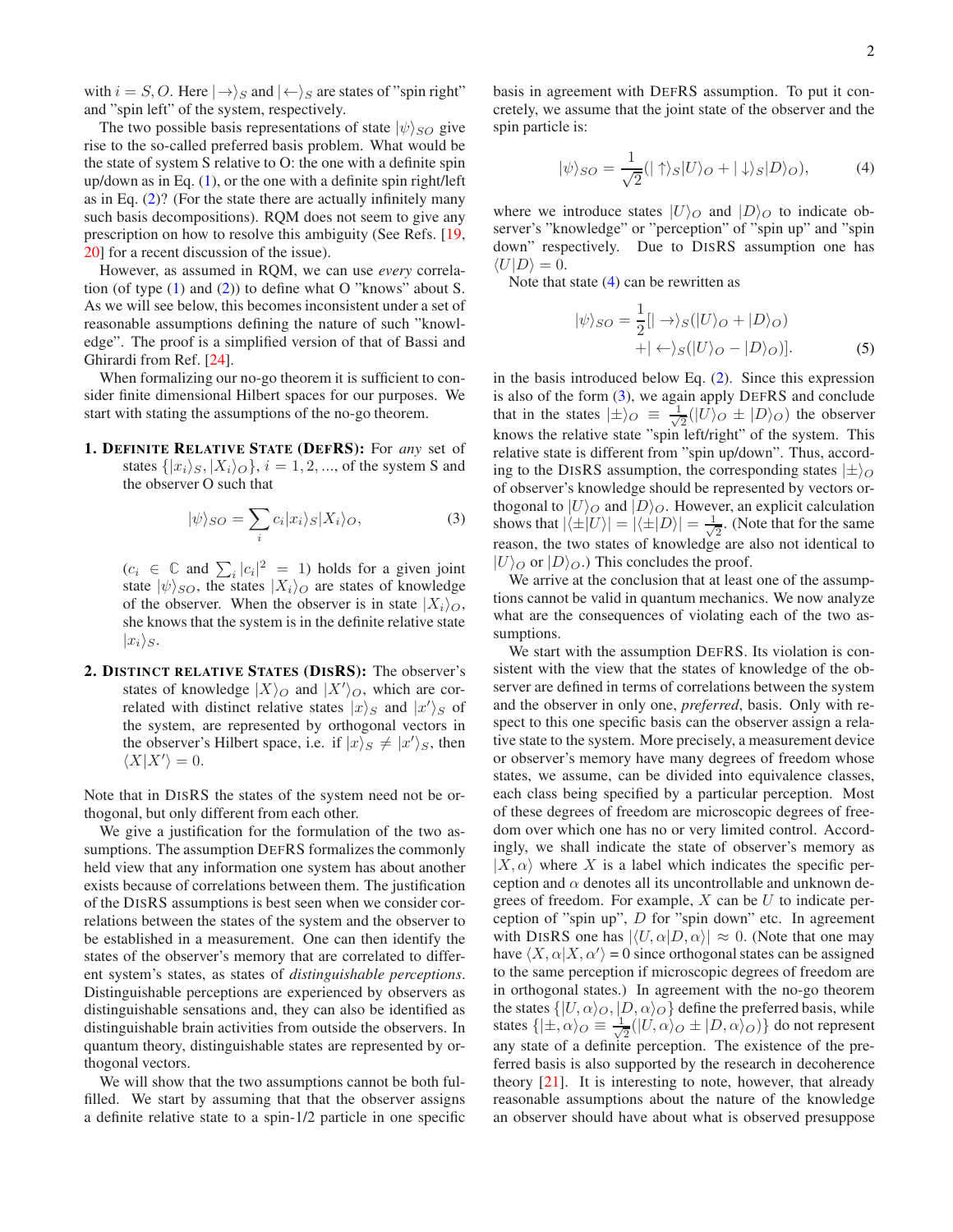with $i = S, O$. Here $|\rightarrow\rangle_S$ and $|\leftarrow\rangle_S$ are states of "spin right" and "spin left" of the system, respectively.

The two possible basis representations of state $|\psi\rangle_{SO}$ give rise to the so-called preferred basis problem. What would be the state of system S relative to O: the one with a definite spin up/down as in Eq. (1), or the one with a definite spin right/left as in Eq. (2)? (For the state there are actually infinitely many such basis decompositions). RQM does not seem to give any prescription on how to resolve this ambiguity (See Refs. [19, 20] for a recent discussion of the issue).

However, as assumed in RQM, we can use *every* correlation (of type (1) and (2)) to define what O "knows" about S. As we will see below, this becomes inconsistent under a set of reasonable assumptions defining the nature of such "knowledge". The proof is a simplified version of that of Bassi and Ghirardi from Ref. [24].

When formalizing our no-go theorem it is sufficient to consider finite dimensional Hilbert spaces for our purposes. We start with stating the assumptions of the no-go theorem.

1. **DEFINITE RELATIVE STATE (DEFRS):** For *any* set of states $\{|x_i\rangle_S, |X_i\rangle_O\}$, $i = 1, 2, ...$, of the system S and the observer O such that

$$|\psi\rangle_{SO} = \sum_i c_i |x_i\rangle_S |X_i\rangle_O, \tag{3}$$

($c_i \in \mathbb{C}$ and $\sum_i |c_i|^2 = 1$) holds for a given joint state $|\psi\rangle_{SO}$, the states $|X_i\rangle_O$ are states of knowledge of the observer. When the observer is in state $|X_i\rangle_O$, she knows that the system is in the definite relative state $|x_i\rangle_S$.

2. **DISTINCT RELATIVE STATES (DISRS):** The observer's states of knowledge $|X\rangle_O$ and $|X'\rangle_O$, which are correlated with distinct relative states $|x\rangle_S$ and $|x'\rangle_S$ of the system, are represented by orthogonal vectors in the observer's Hilbert space, i.e. if $|x\rangle_S \neq |x'\rangle_S$, then $\langle X|X'\rangle = 0$.

Note that in DISRS the states of the system need not be orthogonal, but only different from each other.

We give a justification for the formulation of the two assumptions. The assumption DEFRS formalizes the commonly held view that any information one system has about another exists because of correlations between them. The justification of the DISRS assumptions is best seen when we consider correlations between the states of the system and the observer to be established in a measurement. One can then identify the states of the observer's memory that are correlated to different system's states, as states of *distinguishable perceptions*. Distinguishable perceptions are experienced by observers as distinguishable sensations and, they can also be identified as distinguishable brain activities from outside the observers. In quantum theory, distinguishable states are represented by orthogonal vectors.

We will show that the two assumptions cannot be both fulfilled. We start by assuming that that the observer assigns a definite relative state to a spin-1/2 particle in one specific basis in agreement with DEFRS assumption. To put it concretely, we assume that the joint state of the observer and the spin particle is:

$$|\psi\rangle_{SO} = \frac{1}{\sqrt{2}}(|\uparrow\rangle_S|U\rangle_O + |\downarrow\rangle_S|D\rangle_O), \tag{4}$$

where we introduce states $|U\rangle_O$ and $|D\rangle_O$ to indicate observer's "knowledge" or "perception" of "spin up" and "spin down" respectively. Due to DISRS assumption one has $\langle U|D\rangle = 0$.

Note that state (4) can be rewritten as

$$|\psi\rangle_{SO} = \frac{1}{2}[|\rightarrow\rangle_S(|U\rangle_O + |D\rangle_O) + |\leftarrow\rangle_S(|U\rangle_O - |D\rangle_O)]. \tag{5}$$

in the basis introduced below Eq. (2). Since this expression is also of the form (3), we again apply DEFRS and conclude that in the states $|\pm\rangle_O \equiv \frac{1}{\sqrt{2}}(|U\rangle_O \pm |D\rangle_O)$ the observer knows the relative state "spin left/right" of the system. This relative state is different from "spin up/down". Thus, according to the DISRS assumption, the corresponding states $|\pm\rangle_O$ of observer's knowledge should be represented by vectors orthogonal to $|U\rangle_O$ and $|D\rangle_O$. However, an explicit calculation shows that $|\langle\pm|U\rangle| = |\langle\pm|D\rangle| = \frac{1}{\sqrt{2}}$. (Note that for the same reason, the two states of knowledge are also not identical to $|U\rangle_O$ or $|D\rangle_O$.) This concludes the proof.

We arrive at the conclusion that at least one of the assumptions cannot be valid in quantum mechanics. We now analyze what are the consequences of violating each of the two assumptions.

We start with the assumption DEFRS. Its violation is consistent with the view that the states of knowledge of the observer are defined in terms of correlations between the system and the observer in only one, *preferred*, basis. Only with respect to this one specific basis can the observer assign a relative state to the system. More precisely, a measurement device or observer's memory have many degrees of freedom whose states, we assume, can be divided into equivalence classes, each class being specified by a particular perception. Most of these degrees of freedom are microscopic degrees of freedom over which one has no or very limited control. Accordingly, we shall indicate the state of observer's memory as $|X, \alpha\rangle$ where $X$ is a label which indicates the specific perception and $\alpha$ denotes all its uncontrollable and unknown degrees of freedom. For example, $X$ can be $U$ to indicate perception of "spin up", $D$ for "spin down" etc. In agreement with DISRS one has $|\langle U, \alpha|D, \alpha\rangle| \approx 0$. (Note that one may have $\langle X, \alpha|X, \alpha'\rangle = 0$ since orthogonal states can be assigned to the same perception if microscopic degrees of freedom are in orthogonal states.) In agreement with the no-go theorem the states $\{|U, \alpha\rangle_O, |D, \alpha\rangle_O\}$ define the preferred basis, while states $\{|\pm, \alpha\rangle_O \equiv \frac{1}{\sqrt{2}}(|U, \alpha\rangle_O \pm |D, \alpha\rangle_O)\}$ do not represent any state of a definite perception. The existence of the preferred basis is also supported by the research in decoherence theory [21]. It is interesting to note, however, that already reasonable assumptions about the nature of the knowledge an observer should have about what is observed presuppose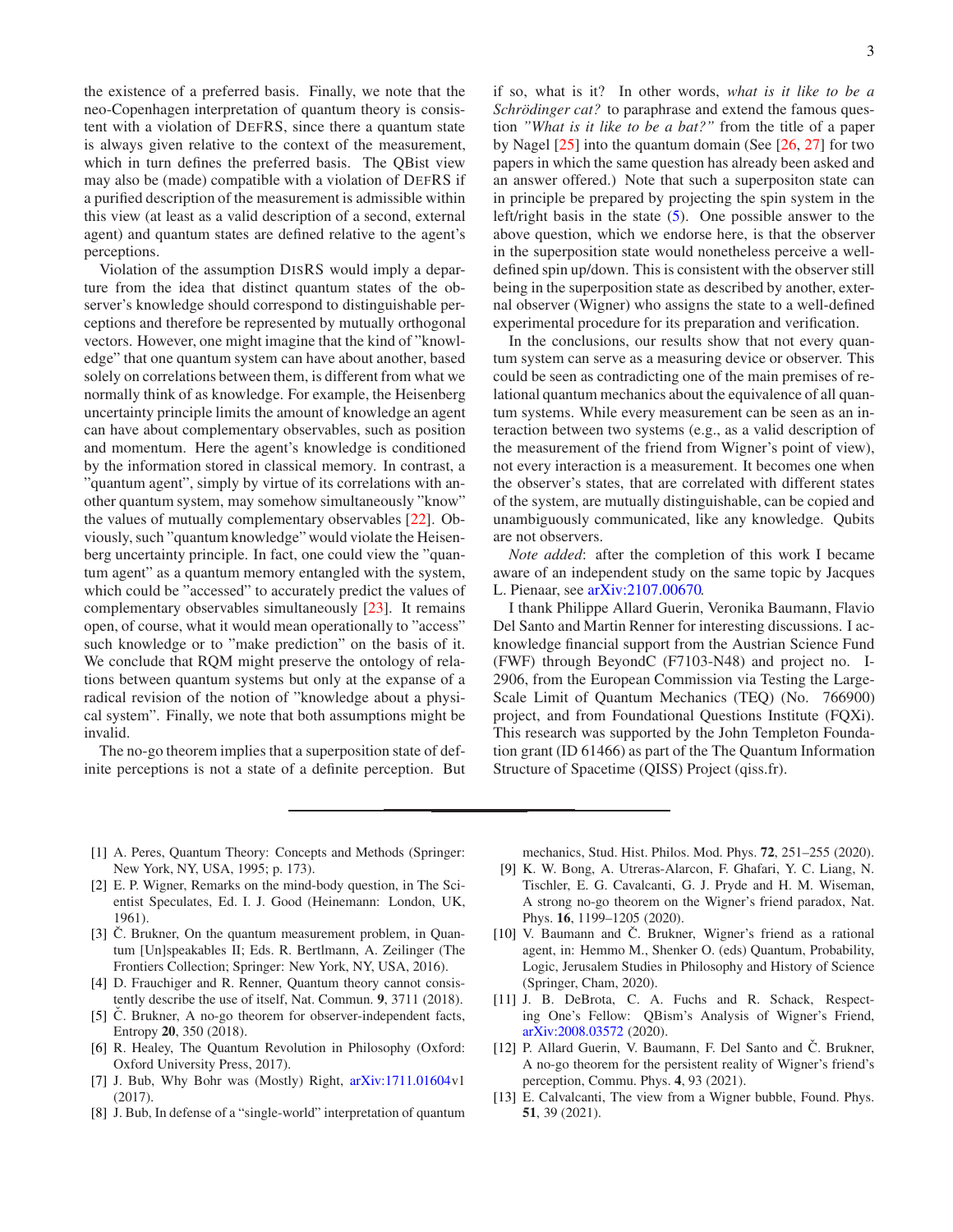the existence of a preferred basis. Finally, we note that the neo-Copenhagen interpretation of quantum theory is consistent with a violation of DefRS, since there a quantum state is always given relative to the context of the measurement, which in turn defines the preferred basis. The QBist view may also be (made) compatible with a violation of DefRS if a purified description of the measurement is admissible within this view (at least as a valid description of a second, external agent) and quantum states are defined relative to the agent's perceptions.

Violation of the assumption DisRS would imply a departure from the idea that distinct quantum states of the observer's knowledge should correspond to distinguishable perceptions and therefore be represented by mutually orthogonal vectors. However, one might imagine that the kind of "knowledge" that one quantum system can have about another, based solely on correlations between them, is different from what we normally think of as knowledge. For example, the Heisenberg uncertainty principle limits the amount of knowledge an agent can have about complementary observables, such as position and momentum. Here the agent's knowledge is conditioned by the information stored in classical memory. In contrast, a "quantum agent", simply by virtue of its correlations with another quantum system, may somehow simultaneously "know" the values of mutually complementary observables [22]. Obviously, such "quantum knowledge" would violate the Heisenberg uncertainty principle. In fact, one could view the "quantum agent" as a quantum memory entangled with the system, which could be "accessed" to accurately predict the values of complementary observables simultaneously [23]. It remains open, of course, what it would mean operationally to "access" such knowledge or to "make prediction" on the basis of it. We conclude that RQM might preserve the ontology of relations between quantum systems but only at the expanse of a radical revision of the notion of "knowledge about a physical system". Finally, we note that both assumptions might be invalid.

The no-go theorem implies that a superposition state of definite perceptions is not a state of a definite perception. But if so, what is it? In other words, *what is it like to be a Schrödinger cat?* to paraphrase and extend the famous question *"What is it like to be a bat?"* from the title of a paper by Nagel [25] into the quantum domain (See [26, 27] for two papers in which the same question has already been asked and an answer offered.) Note that such a superpositon state can in principle be prepared by projecting the spin system in the left/right basis in the state (5). One possible answer to the above question, which we endorse here, is that the observer in the superposition state would nonetheless perceive a well-defined spin up/down. This is consistent with the observer still being in the superposition state as described by another, external observer (Wigner) who assigns the state to a well-defined experimental procedure for its preparation and verification.

In the conclusions, our results show that not every quantum system can serve as a measuring device or observer. This could be seen as contradicting one of the main premises of relational quantum mechanics about the equivalence of all quantum systems. While every measurement can be seen as an interaction between two systems (e.g., as a valid description of the measurement of the friend from Wigner's point of view), not every interaction is a measurement. It becomes one when the observer's states, that are correlated with different states of the system, are mutually distinguishable, can be copied and unambiguously communicated, like any knowledge. Qubits are not observers.

*Note added*: after the completion of this work I became aware of an independent study on the same topic by Jacques L. Pienaar, see arXiv:2107.00670.

I thank Philippe Allard Guerin, Veronika Baumann, Flavio Del Santo and Martin Renner for interesting discussions. I acknowledge financial support from the Austrian Science Fund (FWF) through BeyondC (F7103-N48) and project no. I-2906, from the European Commission via Testing the Large-Scale Limit of Quantum Mechanics (TEQ) (No. 766900) project, and from Foundational Questions Institute (FQXi). This research was supported by the John Templeton Foundation grant (ID 61466) as part of the The Quantum Information Structure of Spacetime (QISS) Project (qiss.fr).

---

[1] A. Peres, Quantum Theory: Concepts and Methods (Springer: New York, NY, USA, 1995; p. 173).

[2] E. P. Wigner, Remarks on the mind-body question, in The Scientist Speculates, Ed. I. J. Good (Heinemann: London, UK, 1961).

[3] Č. Brukner, On the quantum measurement problem, in Quantum [Un]speakables II; Eds. R. Bertlmann, A. Zeilinger (The Frontiers Collection; Springer: New York, NY, USA, 2016).

[4] D. Frauchiger and R. Renner, Quantum theory cannot consistently describe the use of itself, Nat. Commun. **9**, 3711 (2018).

[5] Č. Brukner, A no-go theorem for observer-independent facts, Entropy **20**, 350 (2018).

[6] R. Healey, The Quantum Revolution in Philosophy (Oxford: Oxford University Press, 2017).

[7] J. Bub, Why Bohr was (Mostly) Right, arXiv:1711.01604v1 (2017).

[8] J. Bub, In defense of a "single-world" interpretation of quantum mechanics, Stud. Hist. Philos. Mod. Phys. **72**, 251–255 (2020).

[9] K. W. Bong, A. Utreras-Alarcon, F. Ghafari, Y. C. Liang, N. Tischler, E. G. Cavalcanti, G. J. Pryde and H. M. Wiseman, A strong no-go theorem on the Wigner's friend paradox, Nat. Phys. **16**, 1199–1205 (2020).

[10] V. Baumann and Č. Brukner, Wigner's friend as a rational agent, in: Hemmo M., Shenker O. (eds) Quantum, Probability, Logic, Jerusalem Studies in Philosophy and History of Science (Springer, Cham, 2020).

[11] J. B. DeBrota, C. A. Fuchs and R. Schack, Respecting One's Fellow: QBism's Analysis of Wigner's Friend, arXiv:2008.03572 (2020).

[12] P. Allard Guerin, V. Baumann, F. Del Santo and Č. Brukner, A no-go theorem for the persistent reality of Wigner's friend's perception, Commu. Phys. **4**, 93 (2021).

[13] E. Calvalcanti, The view from a Wigner bubble, Found. Phys. **51**, 39 (2021).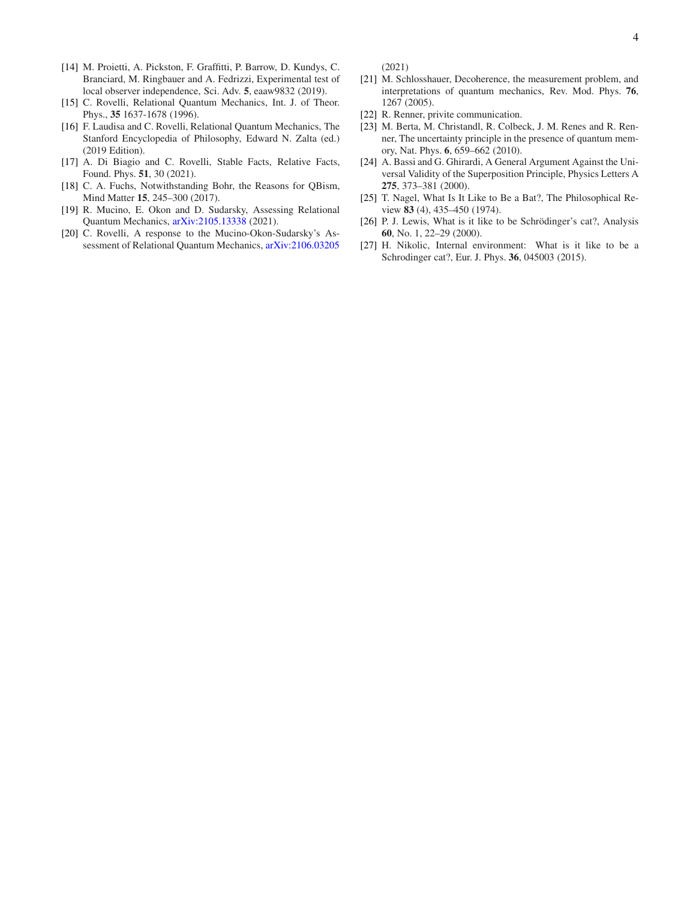[14] M. Proietti, A. Pickston, F. Graffitti, P. Barrow, D. Kundys, C. Branciard, M. Ringbauer and A. Fedrizzi, Experimental test of local observer independence, Sci. Adv. **5**, eaaw9832 (2019).

[15] C. Rovelli, Relational Quantum Mechanics, Int. J. of Theor. Phys., **35** 1637-1678 (1996).

[16] F. Laudisa and C. Rovelli, Relational Quantum Mechanics, The Stanford Encyclopedia of Philosophy, Edward N. Zalta (ed.) (2019 Edition).

[17] A. Di Biagio and C. Rovelli, Stable Facts, Relative Facts, Found. Phys. **51**, 30 (2021).

[18] C. A. Fuchs, Notwithstanding Bohr, the Reasons for QBism, Mind Matter **15**, 245–300 (2017).

[19] R. Mucino, E. Okon and D. Sudarsky, Assessing Relational Quantum Mechanics, arXiv:2105.13338 (2021).

[20] C. Rovelli, A response to the Mucino-Okon-Sudarsky's Assessment of Relational Quantum Mechanics, arXiv:2106.03205 (2021)

[21] M. Schlosshauer, Decoherence, the measurement problem, and interpretations of quantum mechanics, Rev. Mod. Phys. **76**, 1267 (2005).

[22] R. Renner, privite communication.

[23] M. Berta, M. Christandl, R. Colbeck, J. M. Renes and R. Renner, The uncertainty principle in the presence of quantum memory, Nat. Phys. **6**, 659–662 (2010).

[24] A. Bassi and G. Ghirardi, A General Argument Against the Universal Validity of the Superposition Principle, Physics Letters A **275**, 373–381 (2000).

[25] T. Nagel, What Is It Like to Be a Bat?, The Philosophical Review **83** (4), 435–450 (1974).

[26] P. J. Lewis, What is it like to be Schrödinger's cat?, Analysis **60**, No. 1, 22–29 (2000).

[27] H. Nikolic, Internal environment: What is it like to be a Schrodinger cat?, Eur. J. Phys. **36**, 045003 (2015).